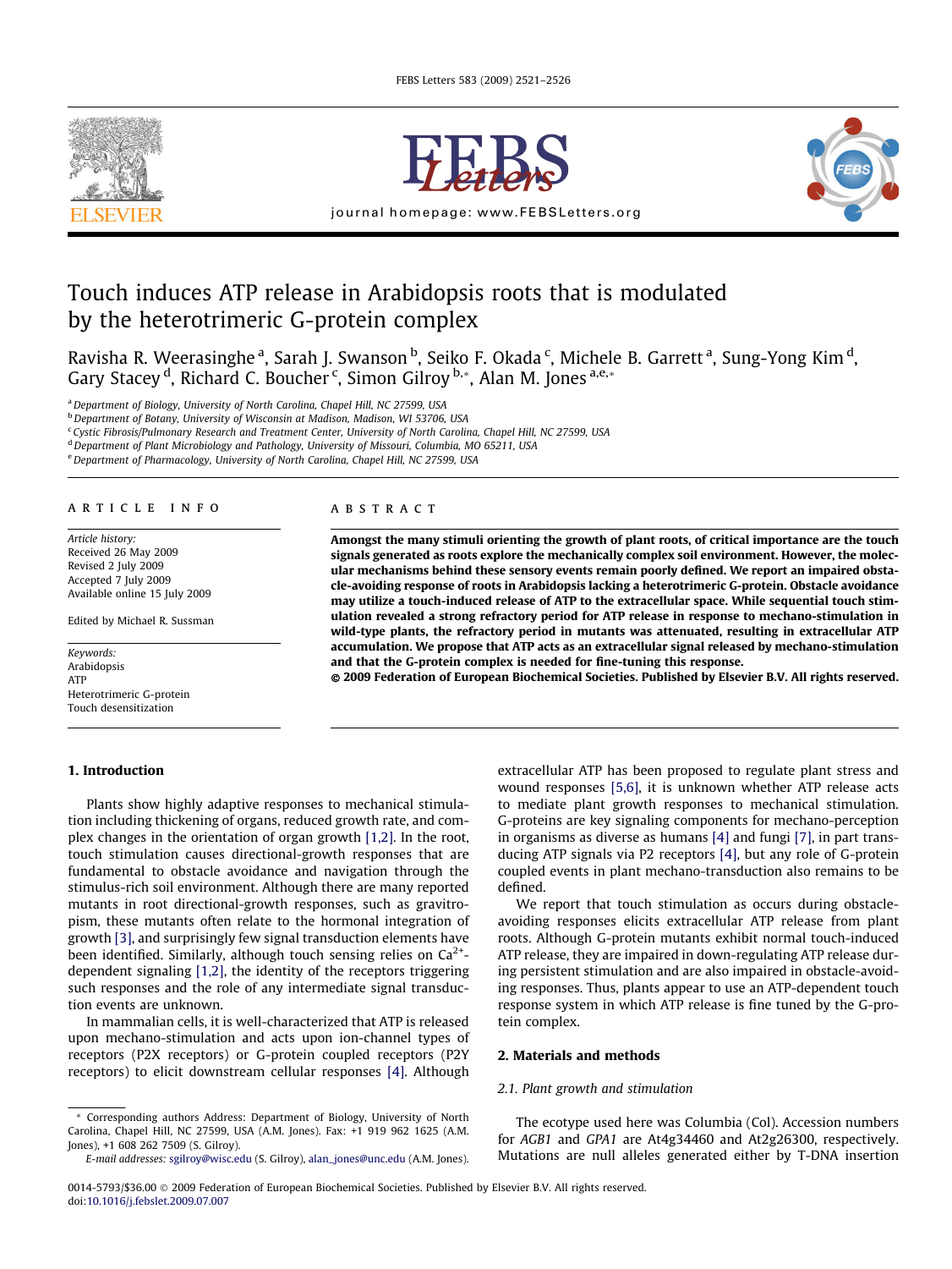# Touch induces ATP release in Arabidopsis roots that is modulated by the heterotrimeric G-protein complex

Ravisha R. Weerasinghe [a], Sarah J. Swanson [b], Seiko F. Okada [c], Michele B. Garrett [a], Sung-Yong Kim [d], Gary Stacey [d], Richard C. Boucher [c], Simon Gilroy [b,*], Alan M. Jones [a,e,*]

[a] Department of Biology, University of North Carolina, Chapel Hill, NC 27599, USA
[b] Department of Botany, University of Wisconsin at Madison, Madison, WI 53706, USA
[c] Cystic Fibrosis/Pulmonary Research and Treatment Center, University of North Carolina, Chapel Hill, NC 27599, USA
[d] Department of Plant Microbiology and Pathology, University of Missouri, Columbia, MO 65211, USA
[e] Department of Pharmacology, University of North Carolina, Chapel Hill, NC 27599, USA

## ARTICLE INFO

*Article history:*
Received 26 May 2009
Revised 2 July 2009
Accepted 7 July 2009
Available online 15 July 2009

Edited by Michael R. Sussman

*Keywords:*
Arabidopsis
ATP
Heterotrimeric G-protein
Touch desensitization

## ABSTRACT

**Amongst the many stimuli orienting the growth of plant roots, of critical importance are the touch signals generated as roots explore the mechanically complex soil environment. However, the molecular mechanisms behind these sensory events remain poorly defined. We report an impaired obstacle-avoiding response of roots in Arabidopsis lacking a heterotrimeric G-protein. Obstacle avoidance may utilize a touch-induced release of ATP to the extracellular space. While sequential touch stimulation revealed a strong refractory period for ATP release in response to mechano-stimulation in wild-type plants, the refractory period in mutants was attenuated, resulting in extracellular ATP accumulation. We propose that ATP acts as an extracellular signal released by mechano-stimulation and that the G-protein complex is needed for fine-tuning this response.**

**© 2009 Federation of European Biochemical Societies. Published by Elsevier B.V. All rights reserved.**

## 1. Introduction

Plants show highly adaptive responses to mechanical stimulation including thickening of organs, reduced growth rate, and complex changes in the orientation of organ growth [1,2]. In the root, touch stimulation causes directional-growth responses that are fundamental to obstacle avoidance and navigation through the stimulus-rich soil environment. Although there are many reported mutants in root directional-growth responses, such as gravitropism, these mutants often relate to the hormonal integration of growth [3], and surprisingly few signal transduction elements have been identified. Similarly, although touch sensing relies on $Ca^{2+}$-dependent signaling [1,2], the identity of the receptors triggering such responses and the role of any intermediate signal transduction events are unknown.

In mammalian cells, it is well-characterized that ATP is released upon mechano-stimulation and acts upon ion-channel types of receptors (P2X receptors) or G-protein coupled receptors (P2Y receptors) to elicit downstream cellular responses [4]. Although extracellular ATP has been proposed to regulate plant stress and wound responses [5,6], it is unknown whether ATP release acts to mediate plant growth responses to mechanical stimulation. G-proteins are key signaling components for mechano-perception in organisms as diverse as humans [4] and fungi [7], in part transducing ATP signals via P2 receptors [4], but any role of G-protein coupled events in plant mechano-transduction also remains to be defined.

We report that touch stimulation as occurs during obstacle-avoiding responses elicits extracellular ATP release from plant roots. Although G-protein mutants exhibit normal touch-induced ATP release, they are impaired in down-regulating ATP release during persistent stimulation and are also impaired in obstacle-avoiding responses. Thus, plants appear to use an ATP-dependent touch response system in which ATP release is fine tuned by the G-protein complex.

## 2. Materials and methods

### 2.1. Plant growth and stimulation

The ecotype used here was Columbia (Col). Accession numbers for *AGB1* and *GPA1* are At4g34460 and At2g26300, respectively. Mutations are null alleles generated either by T-DNA insertion

* Corresponding authors Address: Department of Biology, University of North Carolina, Chapel Hill, NC 27599, USA (A.M. Jones). Fax: +1 919 962 1625 (A.M. Jones), +1 608 262 7509 (S. Gilroy).
*E-mail addresses:* sgilroy@wisc.edu (S. Gilroy), alan_jones@unc.edu (A.M. Jones).

0014-5793/$36.00 © 2009 Federation of European Biochemical Societies. Published by Elsevier B.V. All rights reserved.
doi:10.1016/j.febslet.2009.07.007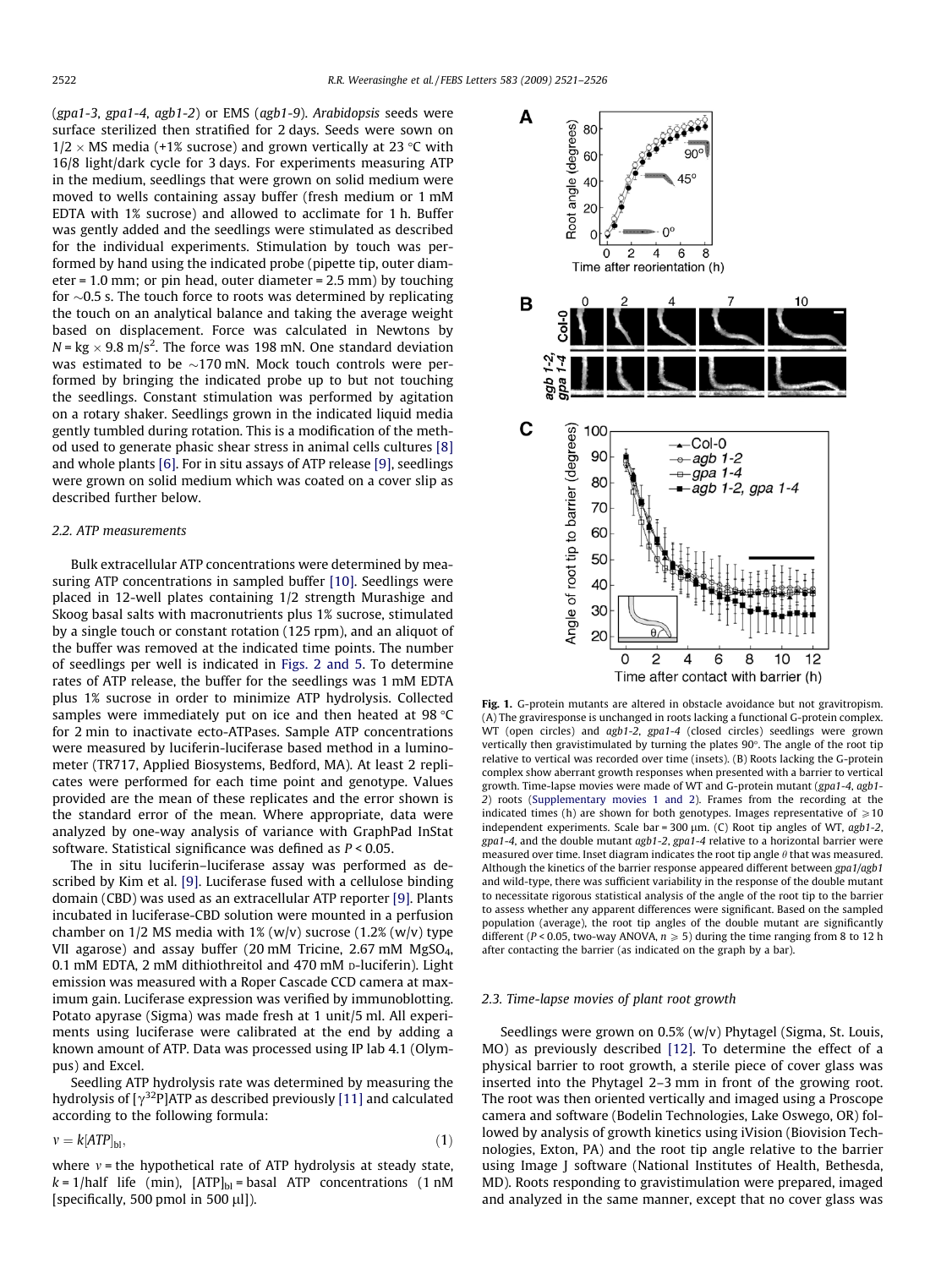(*gpa1-3*, *gpa1-4*, *agb1-2*) or EMS (*agb1-9*). *Arabidopsis* seeds were surface sterilized then stratified for 2 days. Seeds were sown on 1/2 × MS media (+1% sucrose) and grown vertically at 23 °C with 16/8 light/dark cycle for 3 days. For experiments measuring ATP in the medium, seedlings that were grown on solid medium were moved to wells containing assay buffer (fresh medium or 1 mM EDTA with 1% sucrose) and allowed to acclimate for 1 h. Buffer was gently added and the seedlings were stimulated as described for the individual experiments. Stimulation by touch was performed by hand using the indicated probe (pipette tip, outer diameter = 1.0 mm; or pin head, outer diameter = 2.5 mm) by touching for ~0.5 s. The touch force to roots was determined by replicating the touch on an analytical balance and taking the average weight based on displacement. Force was calculated in Newtons by $N = kg \times 9.8\ m/s^2$. The force was 198 mN. One standard deviation was estimated to be ~170 mN. Mock touch controls were performed by bringing the indicated probe up to but not touching the seedlings. Constant stimulation was performed by agitation on a rotary shaker. Seedlings grown in the indicated liquid media gently tumbled during rotation. This is a modification of the method used to generate phasic shear stress in animal cells cultures [8] and whole plants [6]. For in situ assays of ATP release [9], seedlings were grown on solid medium which was coated on a cover slip as described further below.

### 2.2. ATP measurements

Bulk extracellular ATP concentrations were determined by measuring ATP concentrations in sampled buffer [10]. Seedlings were placed in 12-well plates containing 1/2 strength Murashige and Skoog basal salts with macronutrients plus 1% sucrose, stimulated by a single touch or constant rotation (125 rpm), and an aliquot of the buffer was removed at the indicated time points. The number of seedlings per well is indicated in Figs. 2 and 5. To determine rates of ATP release, the buffer for the seedlings was 1 mM EDTA plus 1% sucrose in order to minimize ATP hydrolysis. Collected samples were immediately put on ice and then heated at 98 °C for 2 min to inactivate ecto-ATPases. Sample ATP concentrations were measured by luciferin-luciferase based method in a luminometer (TR717, Applied Biosystems, Bedford, MA). At least 2 replicates were performed for each time point and genotype. Values provided are the mean of these replicates and the error shown is the standard error of the mean. Where appropriate, data were analyzed by one-way analysis of variance with GraphPad InStat software. Statistical significance was defined as $P < 0.05$.

The in situ luciferin–luciferase assay was performed as described by Kim et al. [9]. Luciferase fused with a cellulose binding domain (CBD) was used as an extracellular ATP reporter [9]. Plants incubated in luciferase-CBD solution were mounted in a perfusion chamber on 1/2 MS media with 1% (w/v) sucrose (1.2% (w/v) type VII agarose) and assay buffer (20 mM Tricine, 2.67 mM $MgSO_4$, 0.1 mM EDTA, 2 mM dithiothreitol and 470 mM D-luciferin). Light emission was measured with a Roper Cascade CCD camera at maximum gain. Luciferase expression was verified by immunoblotting. Potato apyrase (Sigma) was made fresh at 1 unit/5 ml. All experiments using luciferase were calibrated at the end by adding a known amount of ATP. Data was processed using IP lab 4.1 (Olympus) and Excel.

Seedling ATP hydrolysis rate was determined by measuring the hydrolysis of [$\gamma^{32}$P]ATP as described previously [11] and calculated according to the following formula:

$$v = k[ATP]_{bl}, \quad (1)$$

where $v$ = the hypothetical rate of ATP hydrolysis at steady state, $k$ = 1/half life (min), $[ATP]_{bl}$ = basal ATP concentrations (1 nM [specifically, 500 pmol in 500 μl]).

Fig. 1. G-protein mutants are altered in obstacle avoidance but not gravitropism. (A) The graviresponse is unchanged in roots lacking a functional G-protein complex. WT (open circles) and *agb1-2*, *gpa1-4* (closed circles) seedlings were grown vertically then gravistimulated by turning the plates 90°. The angle of the root tip relative to vertical was recorded over time (insets). (B) Roots lacking the G-protein complex show aberrant growth responses when presented with a barrier to vertical growth. Time-lapse movies were made of WT and G-protein mutant (*gpa1-4*, *agb1-2*) roots (Supplementary movies 1 and 2). Frames from the recording at the indicated times (h) are shown for both genotypes. Images representative of ⩾10 independent experiments. Scale bar = 300 μm. (C) Root tip angles of WT, *agb1-2*, *gpa1-4*, and the double mutant *agb1-2*, *gpa1-4* relative to a horizontal barrier were measured over time. Inset diagram indicates the root tip angle θ that was measured. Although the kinetics of the barrier response appeared different between *gpa1/agb1* and wild-type, there was sufficient variability in the response of the double mutant to necessitate rigorous statistical analysis of the angle of the root tip to the barrier to assess whether any apparent differences were significant. Based on the sampled population (average), the root tip angles of the double mutant are significantly different ($P < 0.05$, two-way ANOVA, $n \geqslant 5$) during the time ranging from 8 to 12 h after contacting the barrier (as indicated on the graph by a bar).

### 2.3. Time-lapse movies of plant root growth

Seedlings were grown on 0.5% (w/v) Phytagel (Sigma, St. Louis, MO) as previously described [12]. To determine the effect of a physical barrier to root growth, a sterile piece of cover glass was inserted into the Phytagel 2–3 mm in front of the growing root. The root was then oriented vertically and imaged using a Proscope camera and software (Bodelin Technologies, Lake Oswego, OR) followed by analysis of growth kinetics using iVision (Biovision Technologies, Exton, PA) and the root tip angle relative to the barrier using Image J software (National Institutes of Health, Bethesda, MD). Roots responding to gravistimulation were prepared, imaged and analyzed in the same manner, except that no cover glass was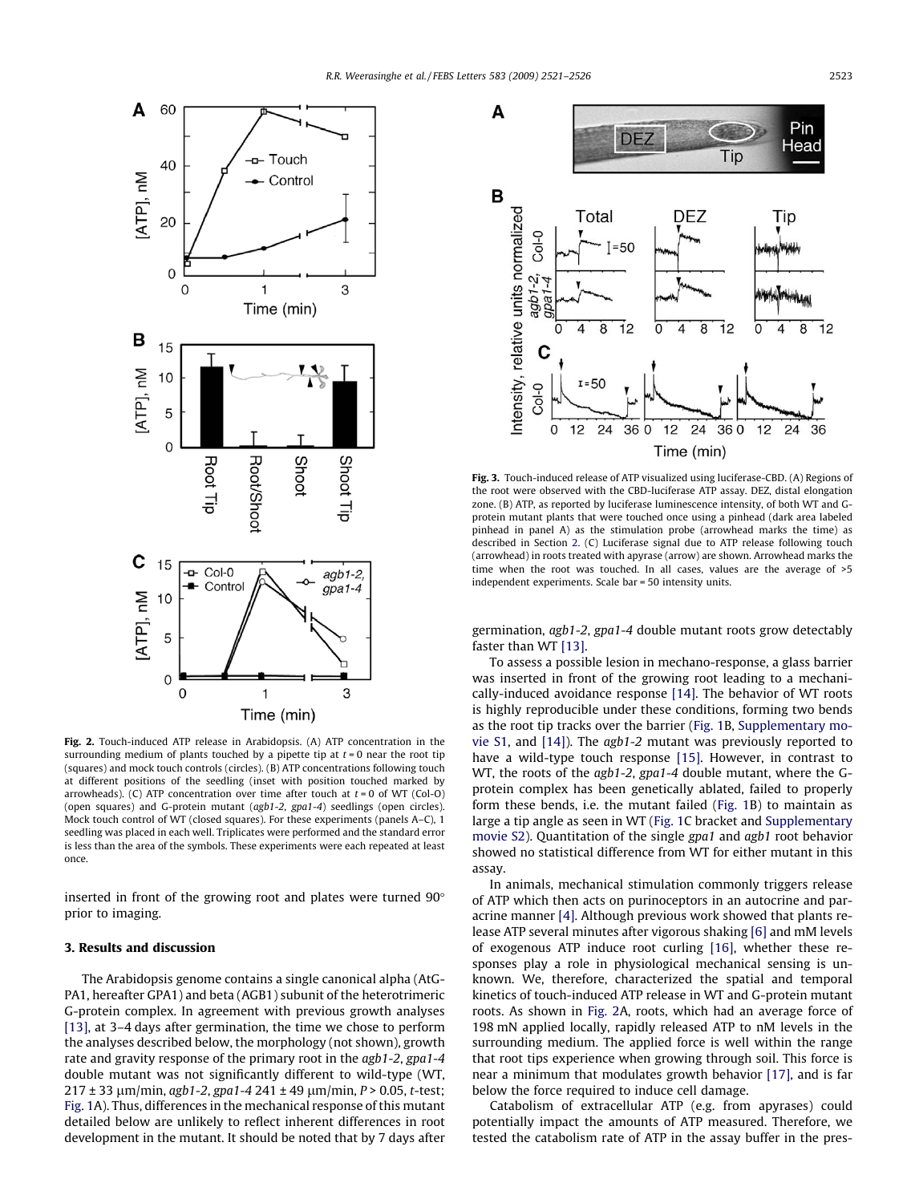**Fig. 2.** Touch-induced ATP release in Arabidopsis. (A) ATP concentration in the surrounding medium of plants touched by a pipette tip at $t = 0$ near the root tip (squares) and mock touch controls (circles). (B) ATP concentrations following touch at different positions of the seedling (inset with position touched marked by arrowheads). (C) ATP concentration over time after touch at $t = 0$ of WT (Col-O) (open squares) and G-protein mutant (*agb1-2*, *gpa1-4*) seedlings (open circles). Mock touch control of WT (closed squares). For these experiments (panels A–C), 1 seedling was placed in each well. Triplicates were performed and the standard error is less than the area of the symbols. These experiments were each repeated at least once.

inserted in front of the growing root and plates were turned 90° prior to imaging.

## 3. Results and discussion

The Arabidopsis genome contains a single canonical alpha (AtGPA1, hereafter GPA1) and beta (AGB1) subunit of the heterotrimeric G-protein complex. In agreement with previous growth analyses [13], at 3–4 days after germination, the time we chose to perform the analyses described below, the morphology (not shown), growth rate and gravity response of the primary root in the *agb1-2*, *gpa1-4* double mutant was not significantly different to wild-type (WT, 217 ± 33 μm/min, *agb1-2*, *gpa1-4* 241 ± 49 μm/min, $P > 0.05$, *t*-test; Fig. 1A). Thus, differences in the mechanical response of this mutant detailed below are unlikely to reflect inherent differences in root development in the mutant. It should be noted that by 7 days after germination, *agb1-2*, *gpa1-4* double mutant roots grow detectably faster than WT [13].

To assess a possible lesion in mechano-response, a glass barrier was inserted in front of the growing root leading to a mechanically-induced avoidance response [14]. The behavior of WT roots is highly reproducible under these conditions, forming two bends as the root tip tracks over the barrier (Fig. 1B, Supplementary movie S1, and [14]). The *agb1-2* mutant was previously reported to have a wild-type touch response [15]. However, in contrast to WT, the roots of the *agb1-2*, *gpa1-4* double mutant, where the G-protein complex has been genetically ablated, failed to properly form these bends, i.e. the mutant failed (Fig. 1B) to maintain as large a tip angle as seen in WT (Fig. 1C bracket and Supplementary movie S2). Quantitation of the single *gpa1* and *agb1* root behavior showed no statistical difference from WT for either mutant in this assay.

In animals, mechanical stimulation commonly triggers release of ATP which then acts on purinoceptors in an autocrine and paracrine manner [4]. Although previous work showed that plants release ATP several minutes after vigorous shaking [6] and mM levels of exogenous ATP induce root curling [16], whether these responses play a role in physiological mechanical sensing is unknown. We, therefore, characterized the spatial and temporal kinetics of touch-induced ATP release in WT and G-protein mutant roots. As shown in Fig. 2A, roots, which had an average force of 198 mN applied locally, rapidly released ATP to nM levels in the surrounding medium. The applied force is well within the range that root tips experience when growing through soil. This force is near a minimum that modulates growth behavior [17], and is far below the force required to induce cell damage.

Catabolism of extracellular ATP (e.g. from apyrases) could potentially impact the amounts of ATP measured. Therefore, we tested the catabolism rate of ATP in the assay buffer in the pres-

**Fig. 3.** Touch-induced release of ATP visualized using luciferase-CBD. (A) Regions of the root were observed with the CBD-luciferase ATP assay. DEZ, distal elongation zone. (B) ATP, as reported by luciferase luminescence intensity, of both WT and G-protein mutant plants that were touched once using a pinhead (dark area labeled pinhead in panel A) as the stimulation probe (arrowhead marks the time) as described in Section 2. (C) Luciferase signal due to ATP release following touch (arrowhead) in roots treated with apyrase (arrow) are shown. Arrowhead marks the time when the root was touched. In all cases, values are the average of >5 independent experiments. Scale bar = 50 intensity units.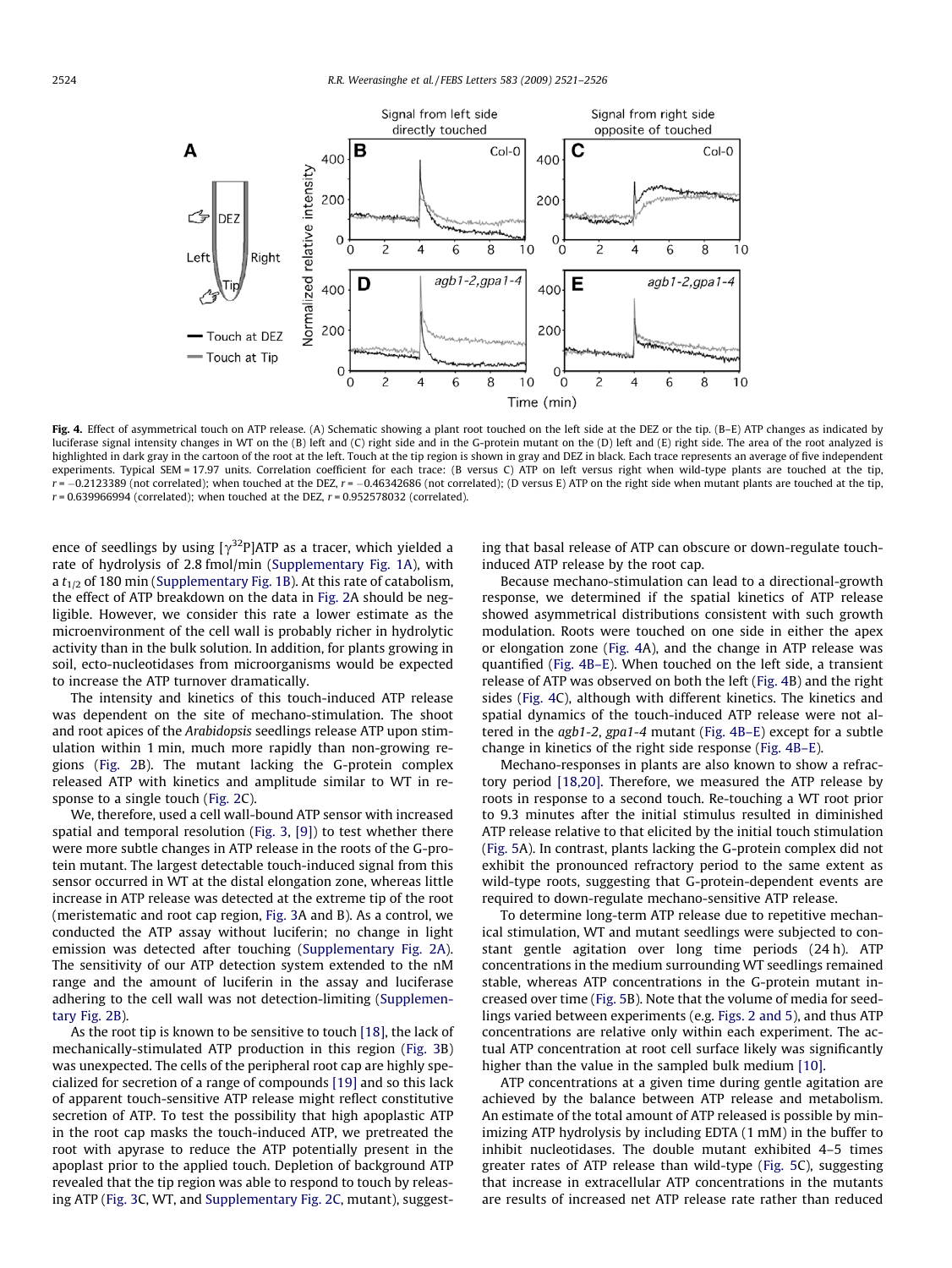**Fig. 4.** Effect of asymmetrical touch on ATP release. (A) Schematic showing a plant root touched on the left side at the DEZ or the tip. (B–E) ATP changes as indicated by luciferase signal intensity changes in WT on the (B) left and (C) right side and in the G-protein mutant on the (D) left and (E) right side. The area of the root analyzed is highlighted in dark gray in the cartoon of the root at the left. Touch at the tip region is shown in gray and DEZ in black. Each trace represents an average of five independent experiments. Typical SEM = 17.97 units. Correlation coefficient for each trace: (B versus C) ATP on left versus right when wild-type plants are touched at the tip, $r = -0.2123389$ (not correlated); when touched at the DEZ, $r = -0.46342686$ (not correlated); (D versus E) ATP on the right side when mutant plants are touched at the tip, $r = 0.639966994$ (correlated); when touched at the DEZ, $r = 0.952578032$ (correlated).

ence of seedlings by using [$\gamma^{32}$P]ATP as a tracer, which yielded a rate of hydrolysis of 2.8 fmol/min (Supplementary Fig. 1A), with a $t_{1/2}$ of 180 min (Supplementary Fig. 1B). At this rate of catabolism, the effect of ATP breakdown on the data in Fig. 2A should be negligible. However, we consider this rate a lower estimate as the microenvironment of the cell wall is probably richer in hydrolytic activity than in the bulk solution. In addition, for plants growing in soil, ecto-nucleotidases from microorganisms would be expected to increase the ATP turnover dramatically.

The intensity and kinetics of this touch-induced ATP release was dependent on the site of mechano-stimulation. The shoot and root apices of the *Arabidopsis* seedlings release ATP upon stimulation within 1 min, much more rapidly than non-growing regions (Fig. 2B). The mutant lacking the G-protein complex released ATP with kinetics and amplitude similar to WT in response to a single touch (Fig. 2C).

We, therefore, used a cell wall-bound ATP sensor with increased spatial and temporal resolution (Fig. 3, [9]) to test whether there were more subtle changes in ATP release in the roots of the G-protein mutant. The largest detectable touch-induced signal from this sensor occurred in WT at the distal elongation zone, whereas little increase in ATP release was detected at the extreme tip of the root (meristematic and root cap region, Fig. 3A and B). As a control, we conducted the ATP assay without luciferin; no change in light emission was detected after touching (Supplementary Fig. 2A). The sensitivity of our ATP detection system extended to the nM range and the amount of luciferin in the assay and luciferase adhering to the cell wall was not detection-limiting (Supplementary Fig. 2B).

As the root tip is known to be sensitive to touch [18], the lack of mechanically-stimulated ATP production in this region (Fig. 3B) was unexpected. The cells of the peripheral root cap are highly specialized for secretion of a range of compounds [19] and so this lack of apparent touch-sensitive ATP release might reflect constitutive secretion of ATP. To test the possibility that high apoplastic ATP in the root cap masks the touch-induced ATP, we pretreated the root with apyrase to reduce the ATP potentially present in the apoplast prior to the applied touch. Depletion of background ATP revealed that the tip region was able to respond to touch by releasing ATP (Fig. 3C, WT, and Supplementary Fig. 2C, mutant), suggesting that basal release of ATP can obscure or down-regulate touch-induced ATP release by the root cap.

Because mechano-stimulation can lead to a directional-growth response, we determined if the spatial kinetics of ATP release showed asymmetrical distributions consistent with such growth modulation. Roots were touched on one side in either the apex or elongation zone (Fig. 4A), and the change in ATP release was quantified (Fig. 4B–E). When touched on the left side, a transient release of ATP was observed on both the left (Fig. 4B) and the right sides (Fig. 4C), although with different kinetics. The kinetics and spatial dynamics of the touch-induced ATP release were not altered in the *agb1-2*, *gpa1-4* mutant (Fig. 4B–E) except for a subtle change in kinetics of the right side response (Fig. 4B–E).

Mechano-responses in plants are also known to show a refractory period [18,20]. Therefore, we measured the ATP release by roots in response to a second touch. Re-touching a WT root prior to 9.3 minutes after the initial stimulus resulted in diminished ATP release relative to that elicited by the initial touch stimulation (Fig. 5A). In contrast, plants lacking the G-protein complex did not exhibit the pronounced refractory period to the same extent as wild-type roots, suggesting that G-protein-dependent events are required to down-regulate mechano-sensitive ATP release.

To determine long-term ATP release due to repetitive mechanical stimulation, WT and mutant seedlings were subjected to constant gentle agitation over long time periods (24 h). ATP concentrations in the medium surrounding WT seedlings remained stable, whereas ATP concentrations in the G-protein mutant increased over time (Fig. 5B). Note that the volume of media for seedlings varied between experiments (e.g. Figs. 2 and 5), and thus ATP concentrations are relative only within each experiment. The actual ATP concentration at root cell surface likely was significantly higher than the value in the sampled bulk medium [10].

ATP concentrations at a given time during gentle agitation are achieved by the balance between ATP release and metabolism. An estimate of the total amount of ATP released is possible by minimizing ATP hydrolysis by including EDTA (1 mM) in the buffer to inhibit nucleotidases. The double mutant exhibited 4–5 times greater rates of ATP release than wild-type (Fig. 5C), suggesting that increase in extracellular ATP concentrations in the mutants are results of increased net ATP release rate rather than reduced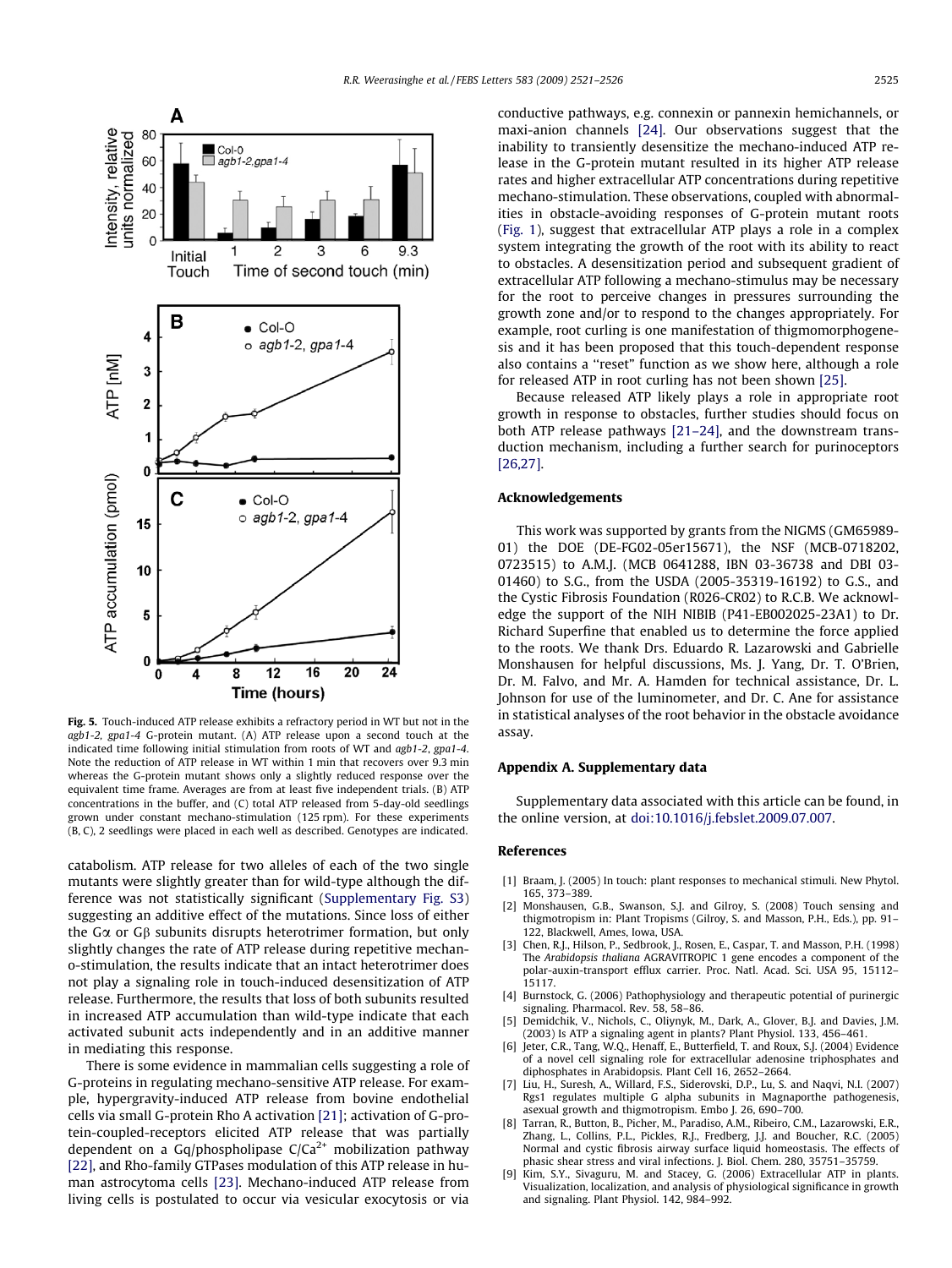Fig. 5. Touch-induced ATP release exhibits a refractory period in WT but not in the *agb1-2, gpa1-4* G-protein mutant. (A) ATP release upon a second touch at the indicated time following initial stimulation from roots of WT and *agb1-2, gpa1-4*. Note the reduction of ATP release in WT within 1 min that recovers over 9.3 min whereas the G-protein mutant shows only a slightly reduced response over the equivalent time frame. Averages are from at least five independent trials. (B) ATP concentrations in the buffer, and (C) total ATP released from 5-day-old seedlings grown under constant mechano-stimulation (125 rpm). For these experiments (B, C), 2 seedlings were placed in each well as described. Genotypes are indicated.

catabolism. ATP release for two alleles of each of the two single mutants were slightly greater than for wild-type although the difference was not statistically significant (Supplementary Fig. S3) suggesting an additive effect of the mutations. Since loss of either the Gα or Gβ subunits disrupts heterotrimer formation, but only slightly changes the rate of ATP release during repetitive mechano-stimulation, the results indicate that an intact heterotrimer does not play a signaling role in touch-induced desensitization of ATP release. Furthermore, the results that loss of both subunits resulted in increased ATP accumulation than wild-type indicate that each activated subunit acts independently and in an additive manner in mediating this response.

There is some evidence in mammalian cells suggesting a role of G-proteins in regulating mechano-sensitive ATP release. For example, hypergravity-induced ATP release from bovine endothelial cells via small G-protein Rho A activation [21]; activation of G-protein-coupled-receptors elicited ATP release that was partially dependent on a Gq/phospholipase C/$Ca^{2+}$ mobilization pathway [22], and Rho-family GTPases modulation of this ATP release in human astrocytoma cells [23]. Mechano-induced ATP release from living cells is postulated to occur via vesicular exocytosis or via conductive pathways, e.g. connexin or pannexin hemichannels, or maxi-anion channels [24]. Our observations suggest that the inability to transiently desensitize the mechano-induced ATP release in the G-protein mutant resulted in its higher ATP release rates and higher extracellular ATP concentrations during repetitive mechano-stimulation. These observations, coupled with abnormalities in obstacle-avoiding responses of G-protein mutant roots (Fig. 1), suggest that extracellular ATP plays a role in a complex system integrating the growth of the root with its ability to react to obstacles. A desensitization period and subsequent gradient of extracellular ATP following a mechano-stimulus may be necessary for the root to perceive changes in pressures surrounding the growth zone and/or to respond to the changes appropriately. For example, root curling is one manifestation of thigmomorphogenesis and it has been proposed that this touch-dependent response also contains a "reset" function as we show here, although a role for released ATP in root curling has not been shown [25].

Because released ATP likely plays a role in appropriate root growth in response to obstacles, further studies should focus on both ATP release pathways [21–24], and the downstream transduction mechanism, including a further search for purinoceptors [26,27].

## Acknowledgements

This work was supported by grants from the NIGMS (GM65989-01) the DOE (DE-FG02-05er15671), the NSF (MCB-0718202, 0723515) to A.M.J. (MCB 0641288, IBN 03-36738 and DBI 03-01460) to S.G., from the USDA (2005-35319-16192) to G.S., and the Cystic Fibrosis Foundation (R026-CR02) to R.C.B. We acknowledge the support of the NIH NIBIB (P41-EB002025-23A1) to Dr. Richard Superfine that enabled us to determine the force applied to the roots. We thank Drs. Eduardo R. Lazarowski and Gabrielle Monshausen for helpful discussions, Ms. J. Yang, Dr. T. O'Brien, Dr. M. Falvo, and Mr. A. Hamden for technical assistance, Dr. L. Johnson for use of the luminometer, and Dr. C. Ane for assistance in statistical analyses of the root behavior in the obstacle avoidance assay.

## Appendix A. Supplementary data

Supplementary data associated with this article can be found, in the online version, at doi:10.1016/j.febslet.2009.07.007.

## References

[1] Braam, J. (2005) In touch: plant responses to mechanical stimuli. New Phytol. 165, 373–389.

[2] Monshausen, G.B., Swanson, S.J. and Gilroy, S. (2008) Touch sensing and thigmotropism in: Plant Tropisms (Gilroy, S. and Masson, P.H., Eds.), pp. 91–122, Blackwell, Ames, Iowa, USA.

[3] Chen, R.J., Hilson, P., Sedbrook, J., Rosen, E., Caspar, T. and Masson, P.H. (1998) The *Arabidopsis thaliana* AGRAVITROPIC 1 gene encodes a component of the polar-auxin-transport efflux carrier. Proc. Natl. Acad. Sci. USA 95, 15112–15117.

[4] Burnstock, G. (2006) Pathophysiology and therapeutic potential of purinergic signaling. Pharmacol. Rev. 58, 58–86.

[5] Demidchik, V., Nichols, C., Oliynyk, M., Dark, A., Glover, B.J. and Davies, J.M. (2003) Is ATP a signaling agent in plants? Plant Physiol. 133, 456–461.

[6] Jeter, C.R., Tang, W.Q., Henaff, E., Butterfield, T. and Roux, S.J. (2004) Evidence of a novel cell signaling role for extracellular adenosine triphosphates and diphosphates in Arabidopsis. Plant Cell 16, 2652–2664.

[7] Liu, H., Suresh, A., Willard, F.S., Siderovski, D.P., Lu, S. and Naqvi, N.I. (2007) Rgs1 regulates multiple G alpha subunits in Magnaporthe pathogenesis, asexual growth and thigmotropism. Embo J. 26, 690–700.

[8] Tarran, R., Button, B., Picher, M., Paradiso, A.M., Ribeiro, C.M., Lazarowski, E.R., Zhang, L., Collins, P.L., Pickles, R.J., Fredberg, J.J. and Boucher, R.C. (2005) Normal and cystic fibrosis airway surface liquid homeostasis. The effects of phasic shear stress and viral infections. J. Biol. Chem. 280, 35751–35759.

[9] Kim, S.Y., Sivaguru, M. and Stacey, G. (2006) Extracellular ATP in plants. Visualization, localization, and analysis of physiological significance in growth and signaling. Plant Physiol. 142, 984–992.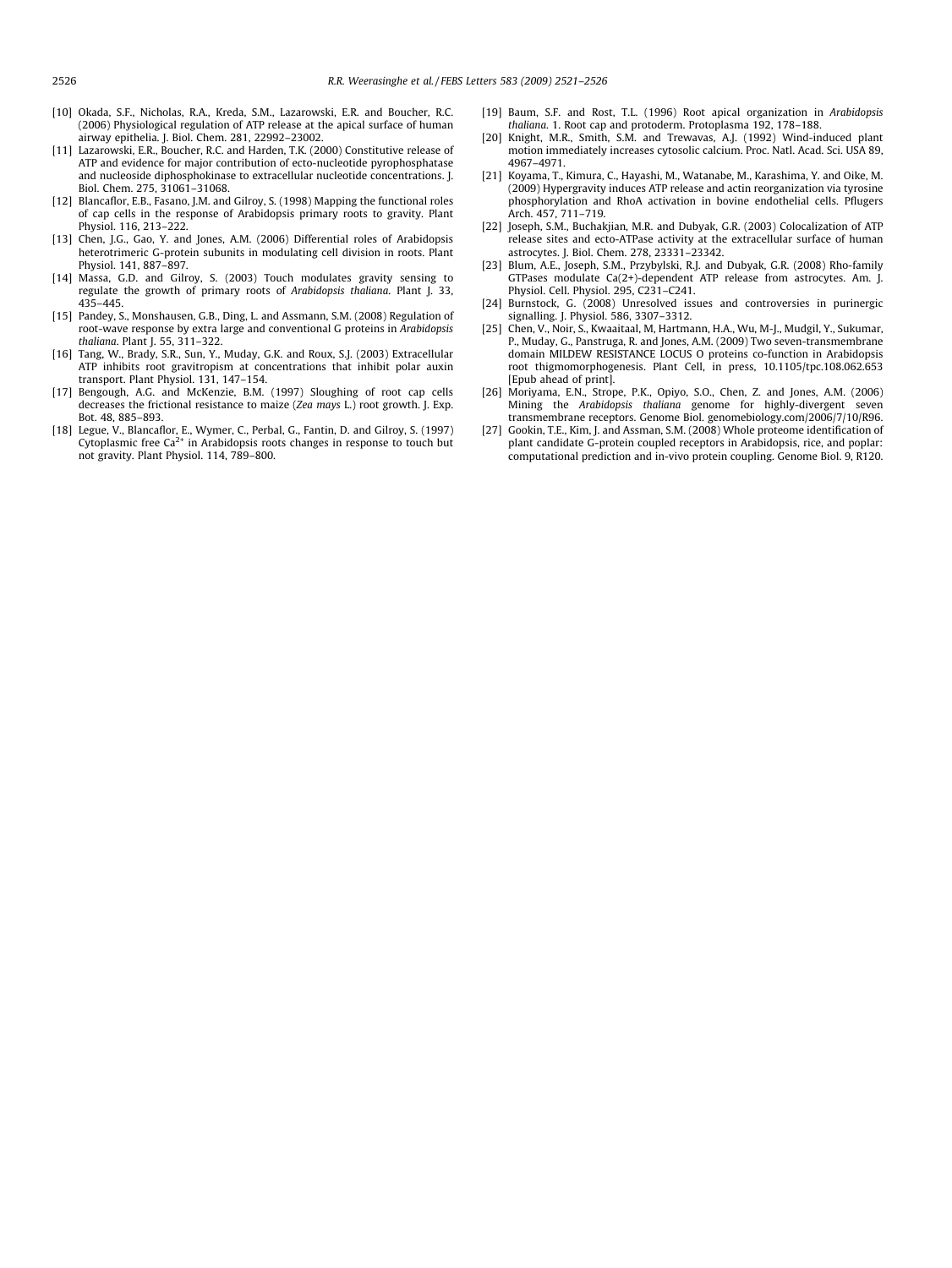[10] Okada, S.F., Nicholas, R.A., Kreda, S.M., Lazarowski, E.R. and Boucher, R.C. (2006) Physiological regulation of ATP release at the apical surface of human airway epithelia. J. Biol. Chem. 281, 22992–23002.

[11] Lazarowski, E.R., Boucher, R.C. and Harden, T.K. (2000) Constitutive release of ATP and evidence for major contribution of ecto-nucleotide pyrophosphatase and nucleoside diphosphokinase to extracellular nucleotide concentrations. J. Biol. Chem. 275, 31061–31068.

[12] Blancaflor, E.B., Fasano, J.M. and Gilroy, S. (1998) Mapping the functional roles of cap cells in the response of Arabidopsis primary roots to gravity. Plant Physiol. 116, 213–222.

[13] Chen, J.G., Gao, Y. and Jones, A.M. (2006) Differential roles of Arabidopsis heterotrimeric G-protein subunits in modulating cell division in roots. Plant Physiol. 141, 887–897.

[14] Massa, G.D. and Gilroy, S. (2003) Touch modulates gravity sensing to regulate the growth of primary roots of *Arabidopsis thaliana*. Plant J. 33, 435–445.

[15] Pandey, S., Monshausen, G.B., Ding, L. and Assmann, S.M. (2008) Regulation of root-wave response by extra large and conventional G proteins in *Arabidopsis thaliana*. Plant J. 55, 311–322.

[16] Tang, W., Brady, S.R., Sun, Y., Muday, G.K. and Roux, S.J. (2003) Extracellular ATP inhibits root gravitropism at concentrations that inhibit polar auxin transport. Plant Physiol. 131, 147–154.

[17] Bengough, A.G. and McKenzie, B.M. (1997) Sloughing of root cap cells decreases the frictional resistance to maize (*Zea mays* L.) root growth. J. Exp. Bot. 48, 885–893.

[18] Legue, V., Blancaflor, E., Wymer, C., Perbal, G., Fantin, D. and Gilroy, S. (1997) Cytoplasmic free $Ca^{2+}$ in Arabidopsis roots changes in response to touch but not gravity. Plant Physiol. 114, 789–800.

[19] Baum, S.F. and Rost, T.L. (1996) Root apical organization in *Arabidopsis thaliana*. 1. Root cap and protoderm. Protoplasma 192, 178–188.

[20] Knight, M.R., Smith, S.M. and Trewavas, A.J. (1992) Wind-induced plant motion immediately increases cytosolic calcium. Proc. Natl. Acad. Sci. USA 89, 4967–4971.

[21] Koyama, T., Kimura, C., Hayashi, M., Watanabe, M., Karashima, Y. and Oike, M. (2009) Hypergravity induces ATP release and actin reorganization via tyrosine phosphorylation and RhoA activation in bovine endothelial cells. Pflugers Arch. 457, 711–719.

[22] Joseph, S.M., Buchakjian, M.R. and Dubyak, G.R. (2003) Colocalization of ATP release sites and ecto-ATPase activity at the extracellular surface of human astrocytes. J. Biol. Chem. 278, 23331–23342.

[23] Blum, A.E., Joseph, S.M., Przybylski, R.J. and Dubyak, G.R. (2008) Rho-family GTPases modulate Ca(2+)-dependent ATP release from astrocytes. Am. J. Physiol. Cell. Physiol. 295, C231–C241.

[24] Burnstock, G. (2008) Unresolved issues and controversies in purinergic signalling. J. Physiol. 586, 3307–3312.

[25] Chen, V., Noir, S., Kwaaitaal, M, Hartmann, H.A., Wu, M-J., Mudgil, Y., Sukumar, P., Muday, G., Panstruga, R. and Jones, A.M. (2009) Two seven-transmembrane domain MILDEW RESISTANCE LOCUS O proteins co-function in Arabidopsis root thigmomorphogenesis. Plant Cell, in press, 10.1105/tpc.108.062.653 [Epub ahead of print].

[26] Moriyama, E.N., Strope, P.K., Opiyo, S.O., Chen, Z. and Jones, A.M. (2006) Mining the *Arabidopsis thaliana* genome for highly-divergent seven transmembrane receptors. Genome Biol. genomebiology.com/2006/7/10/R96.

[27] Gookin, T.E., Kim, J. and Assman, S.M. (2008) Whole proteome identification of plant candidate G-protein coupled receptors in Arabidopsis, rice, and poplar: computational prediction and in-vivo protein coupling. Genome Biol. 9, R120.